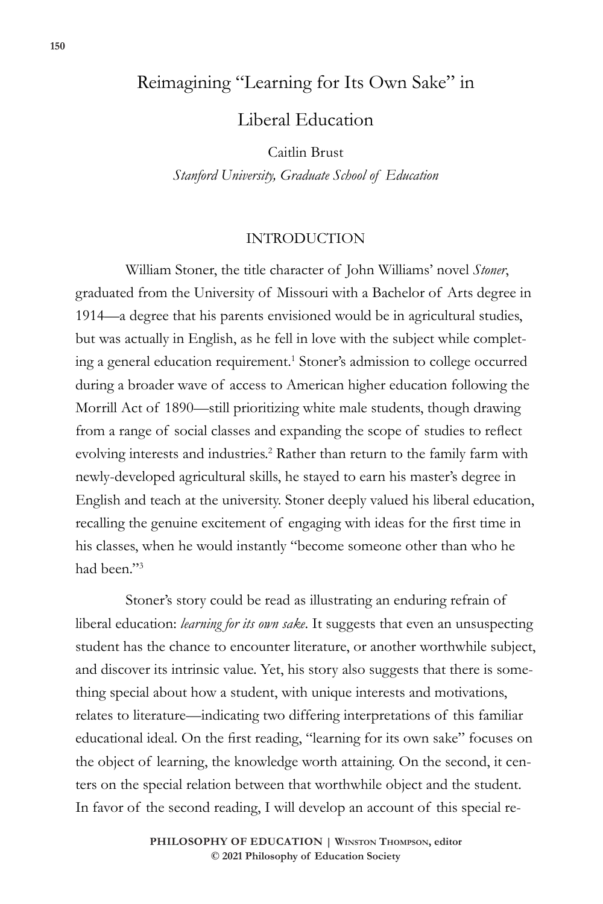# Reimagining "Learning for Its Own Sake" in Liberal Education

Caitlin Brust

*Stanford University, Graduate School of Education*

## INTRODUCTION

William Stoner, the title character of John Williams' novel *Stoner*, graduated from the University of Missouri with a Bachelor of Arts degree in 1914—a degree that his parents envisioned would be in agricultural studies, but was actually in English, as he fell in love with the subject while completing a general education requirement.[1] Stoner's admission to college occurred during a broader wave of access to American higher education following the Morrill Act of 1890—still prioritizing white male students, though drawing from a range of social classes and expanding the scope of studies to reflect evolving interests and industries.[2] Rather than return to the family farm with newly-developed agricultural skills, he stayed to earn his master's degree in English and teach at the university. Stoner deeply valued his liberal education, recalling the genuine excitement of engaging with ideas for the first time in his classes, when he would instantly "become someone other than who he had been."[3]

Stoner's story could be read as illustrating an enduring refrain of liberal education: *learning for its own sake*. It suggests that even an unsuspecting student has the chance to encounter literature, or another worthwhile subject, and discover its intrinsic value. Yet, his story also suggests that there is something special about how a student, with unique interests and motivations, relates to literature—indicating two differing interpretations of this familiar educational ideal. On the first reading, "learning for its own sake" focuses on the object of learning, the knowledge worth attaining. On the second, it centers on the special relation between that worthwhile object and the student. In favor of the second reading, I will develop an account of this special re-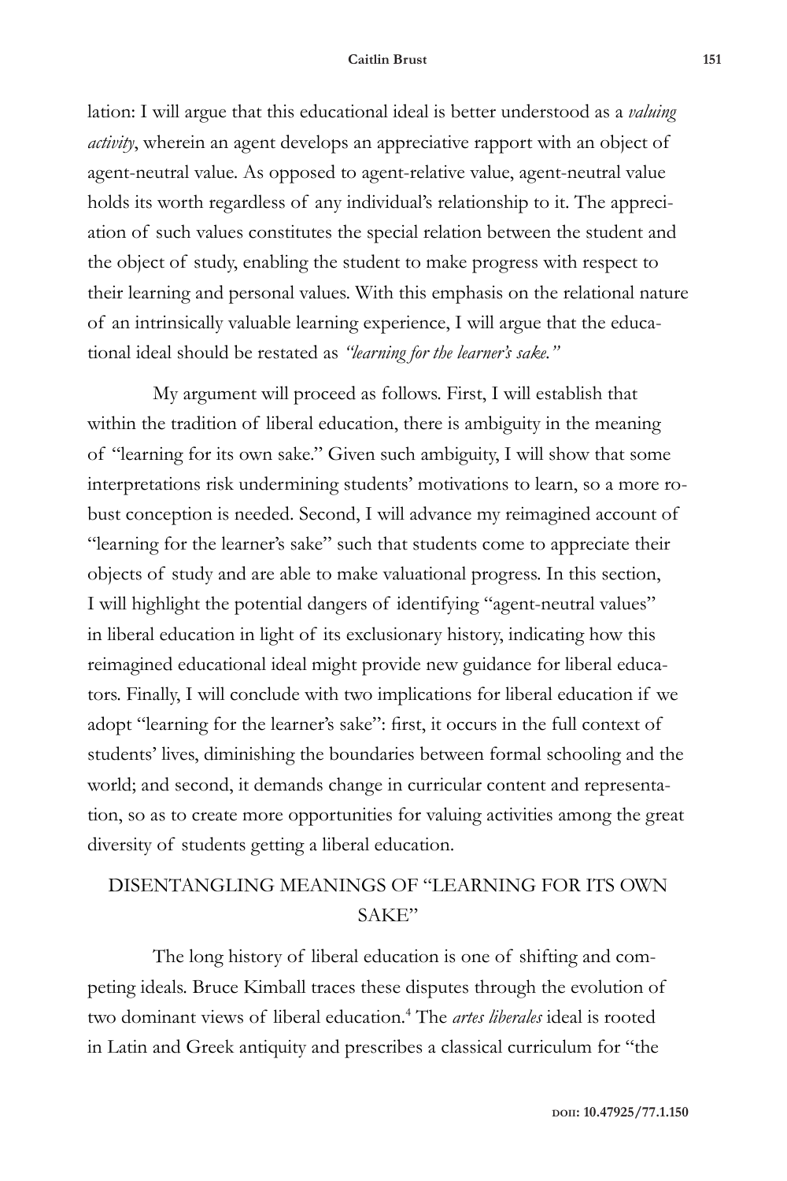lation: I will argue that this educational ideal is better understood as a *valuing activity*, wherein an agent develops an appreciative rapport with an object of agent-neutral value. As opposed to agent-relative value, agent-neutral value holds its worth regardless of any individual's relationship to it. The appreciation of such values constitutes the special relation between the student and the object of study, enabling the student to make progress with respect to their learning and personal values. With this emphasis on the relational nature of an intrinsically valuable learning experience, I will argue that the educational ideal should be restated as *"learning for the learner's sake."*

My argument will proceed as follows. First, I will establish that within the tradition of liberal education, there is ambiguity in the meaning of "learning for its own sake." Given such ambiguity, I will show that some interpretations risk undermining students' motivations to learn, so a more robust conception is needed. Second, I will advance my reimagined account of "learning for the learner's sake" such that students come to appreciate their objects of study and are able to make valuational progress. In this section, I will highlight the potential dangers of identifying "agent-neutral values" in liberal education in light of its exclusionary history, indicating how this reimagined educational ideal might provide new guidance for liberal educators. Finally, I will conclude with two implications for liberal education if we adopt "learning for the learner's sake": first, it occurs in the full context of students' lives, diminishing the boundaries between formal schooling and the world; and second, it demands change in curricular content and representation, so as to create more opportunities for valuing activities among the great diversity of students getting a liberal education.

## DISENTANGLING MEANINGS OF "LEARNING FOR ITS OWN SAKE"

The long history of liberal education is one of shifting and competing ideals. Bruce Kimball traces these disputes through the evolution of two dominant views of liberal education.[4] The *artes liberales* ideal is rooted in Latin and Greek antiquity and prescribes a classical curriculum for "the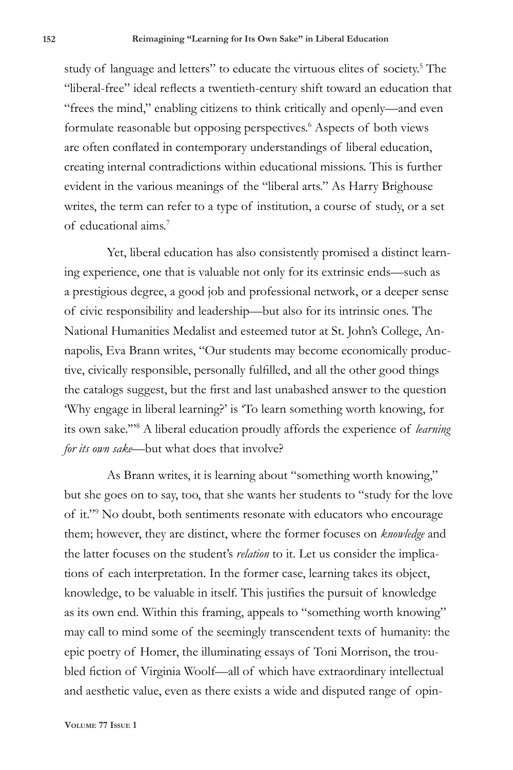study of language and letters" to educate the virtuous elites of society.[5] The "liberal-free" ideal reflects a twentieth-century shift toward an education that "frees the mind," enabling citizens to think critically and openly—and even formulate reasonable but opposing perspectives.[6] Aspects of both views are often conflated in contemporary understandings of liberal education, creating internal contradictions within educational missions. This is further evident in the various meanings of the "liberal arts." As Harry Brighouse writes, the term can refer to a type of institution, a course of study, or a set of educational aims.[7]

Yet, liberal education has also consistently promised a distinct learning experience, one that is valuable not only for its extrinsic ends—such as a prestigious degree, a good job and professional network, or a deeper sense of civic responsibility and leadership—but also for its intrinsic ones. The National Humanities Medalist and esteemed tutor at St. John's College, Annapolis, Eva Brann writes, "Our students may become economically productive, civically responsible, personally fulfilled, and all the other good things the catalogs suggest, but the first and last unabashed answer to the question 'Why engage in liberal learning?' is 'To learn something worth knowing, for its own sake.'"[8] A liberal education proudly affords the experience of *learning for its own sake*—but what does that involve?

As Brann writes, it is learning about "something worth knowing," but she goes on to say, too, that she wants her students to "study for the love of it."[9] No doubt, both sentiments resonate with educators who encourage them; however, they are distinct, where the former focuses on *knowledge* and the latter focuses on the student's *relation* to it. Let us consider the implications of each interpretation. In the former case, learning takes its object, knowledge, to be valuable in itself. This justifies the pursuit of knowledge as its own end. Within this framing, appeals to "something worth knowing" may call to mind some of the seemingly transcendent texts of humanity: the epic poetry of Homer, the illuminating essays of Toni Morrison, the troubled fiction of Virginia Woolf—all of which have extraordinary intellectual and aesthetic value, even as there exists a wide and disputed range of opin-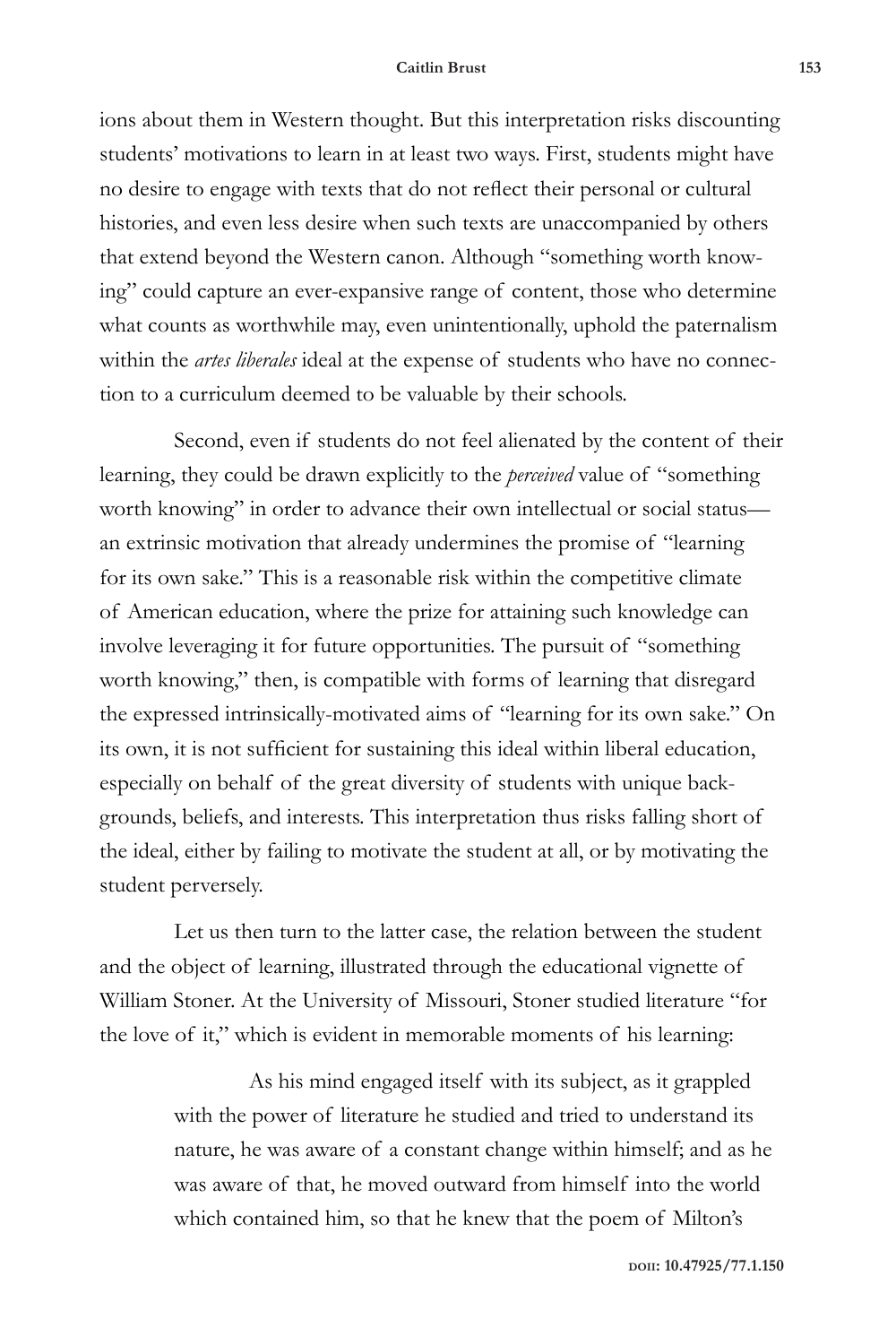ions about them in Western thought. But this interpretation risks discounting students' motivations to learn in at least two ways. First, students might have no desire to engage with texts that do not reflect their personal or cultural histories, and even less desire when such texts are unaccompanied by others that extend beyond the Western canon. Although "something worth knowing" could capture an ever-expansive range of content, those who determine what counts as worthwhile may, even unintentionally, uphold the paternalism within the *artes liberales* ideal at the expense of students who have no connection to a curriculum deemed to be valuable by their schools.

Second, even if students do not feel alienated by the content of their learning, they could be drawn explicitly to the *perceived* value of "something worth knowing" in order to advance their own intellectual or social status—an extrinsic motivation that already undermines the promise of "learning for its own sake." This is a reasonable risk within the competitive climate of American education, where the prize for attaining such knowledge can involve leveraging it for future opportunities. The pursuit of "something worth knowing," then, is compatible with forms of learning that disregard the expressed intrinsically-motivated aims of "learning for its own sake." On its own, it is not sufficient for sustaining this ideal within liberal education, especially on behalf of the great diversity of students with unique backgrounds, beliefs, and interests. This interpretation thus risks falling short of the ideal, either by failing to motivate the student at all, or by motivating the student perversely.

Let us then turn to the latter case, the relation between the student and the object of learning, illustrated through the educational vignette of William Stoner. At the University of Missouri, Stoner studied literature "for the love of it," which is evident in memorable moments of his learning:

> As his mind engaged itself with its subject, as it grappled with the power of literature he studied and tried to understand its nature, he was aware of a constant change within himself; and as he was aware of that, he moved outward from himself into the world which contained him, so that he knew that the poem of Milton's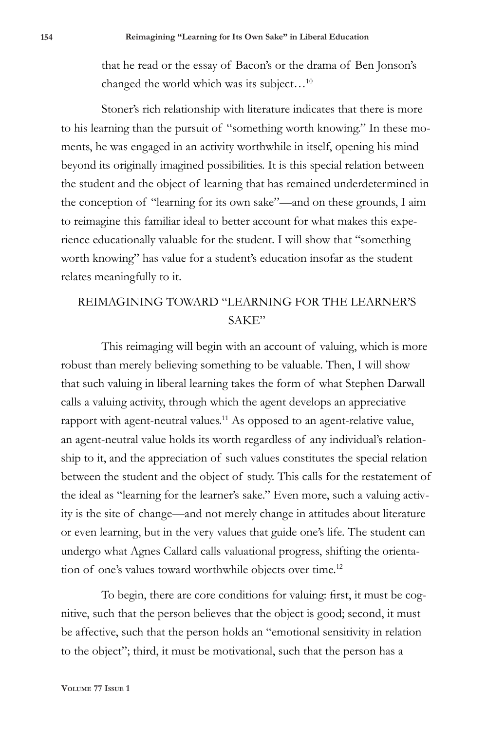that he read or the essay of Bacon's or the drama of Ben Jonson's changed the world which was its subject…[10]

Stoner's rich relationship with literature indicates that there is more to his learning than the pursuit of "something worth knowing." In these moments, he was engaged in an activity worthwhile in itself, opening his mind beyond its originally imagined possibilities. It is this special relation between the student and the object of learning that has remained underdetermined in the conception of "learning for its own sake"—and on these grounds, I aim to reimagine this familiar ideal to better account for what makes this experience educationally valuable for the student. I will show that "something worth knowing" has value for a student's education insofar as the student relates meaningfully to it.

## REIMAGINING TOWARD "LEARNING FOR THE LEARNER'S SAKE"

This reimaging will begin with an account of valuing, which is more robust than merely believing something to be valuable. Then, I will show that such valuing in liberal learning takes the form of what Stephen Darwall calls a valuing activity, through which the agent develops an appreciative rapport with agent-neutral values.[11] As opposed to an agent-relative value, an agent-neutral value holds its worth regardless of any individual's relationship to it, and the appreciation of such values constitutes the special relation between the student and the object of study. This calls for the restatement of the ideal as "learning for the learner's sake." Even more, such a valuing activity is the site of change—and not merely change in attitudes about literature or even learning, but in the very values that guide one's life. The student can undergo what Agnes Callard calls valuational progress, shifting the orientation of one's values toward worthwhile objects over time.[12]

To begin, there are core conditions for valuing: first, it must be cognitive, such that the person believes that the object is good; second, it must be affective, such that the person holds an "emotional sensitivity in relation to the object"; third, it must be motivational, such that the person has a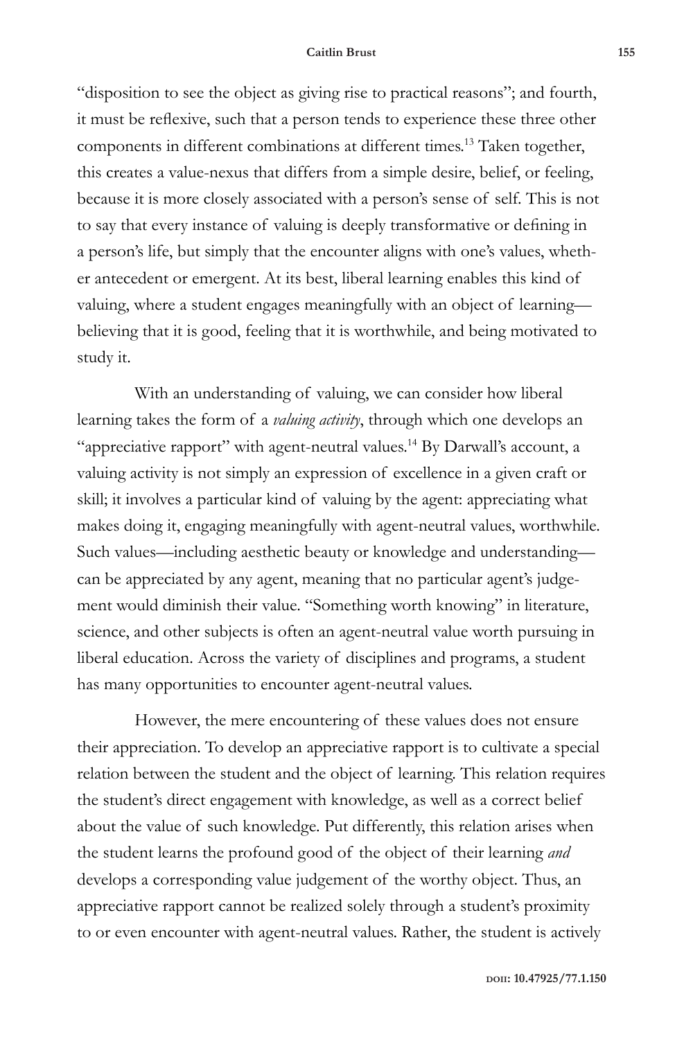"disposition to see the object as giving rise to practical reasons"; and fourth, it must be reflexive, such that a person tends to experience these three other components in different combinations at different times.[13] Taken together, this creates a value-nexus that differs from a simple desire, belief, or feeling, because it is more closely associated with a person's sense of self. This is not to say that every instance of valuing is deeply transformative or defining in a person's life, but simply that the encounter aligns with one's values, whether antecedent or emergent. At its best, liberal learning enables this kind of valuing, where a student engages meaningfully with an object of learning—believing that it is good, feeling that it is worthwhile, and being motivated to study it.

With an understanding of valuing, we can consider how liberal learning takes the form of a *valuing activity*, through which one develops an "appreciative rapport" with agent-neutral values.[14] By Darwall's account, a valuing activity is not simply an expression of excellence in a given craft or skill; it involves a particular kind of valuing by the agent: appreciating what makes doing it, engaging meaningfully with agent-neutral values, worthwhile. Such values—including aesthetic beauty or knowledge and understanding—can be appreciated by any agent, meaning that no particular agent's judgement would diminish their value. "Something worth knowing" in literature, science, and other subjects is often an agent-neutral value worth pursuing in liberal education. Across the variety of disciplines and programs, a student has many opportunities to encounter agent-neutral values.

However, the mere encountering of these values does not ensure their appreciation. To develop an appreciative rapport is to cultivate a special relation between the student and the object of learning. This relation requires the student's direct engagement with knowledge, as well as a correct belief about the value of such knowledge. Put differently, this relation arises when the student learns the profound good of the object of their learning *and* develops a corresponding value judgement of the worthy object. Thus, an appreciative rapport cannot be realized solely through a student's proximity to or even encounter with agent-neutral values. Rather, the student is actively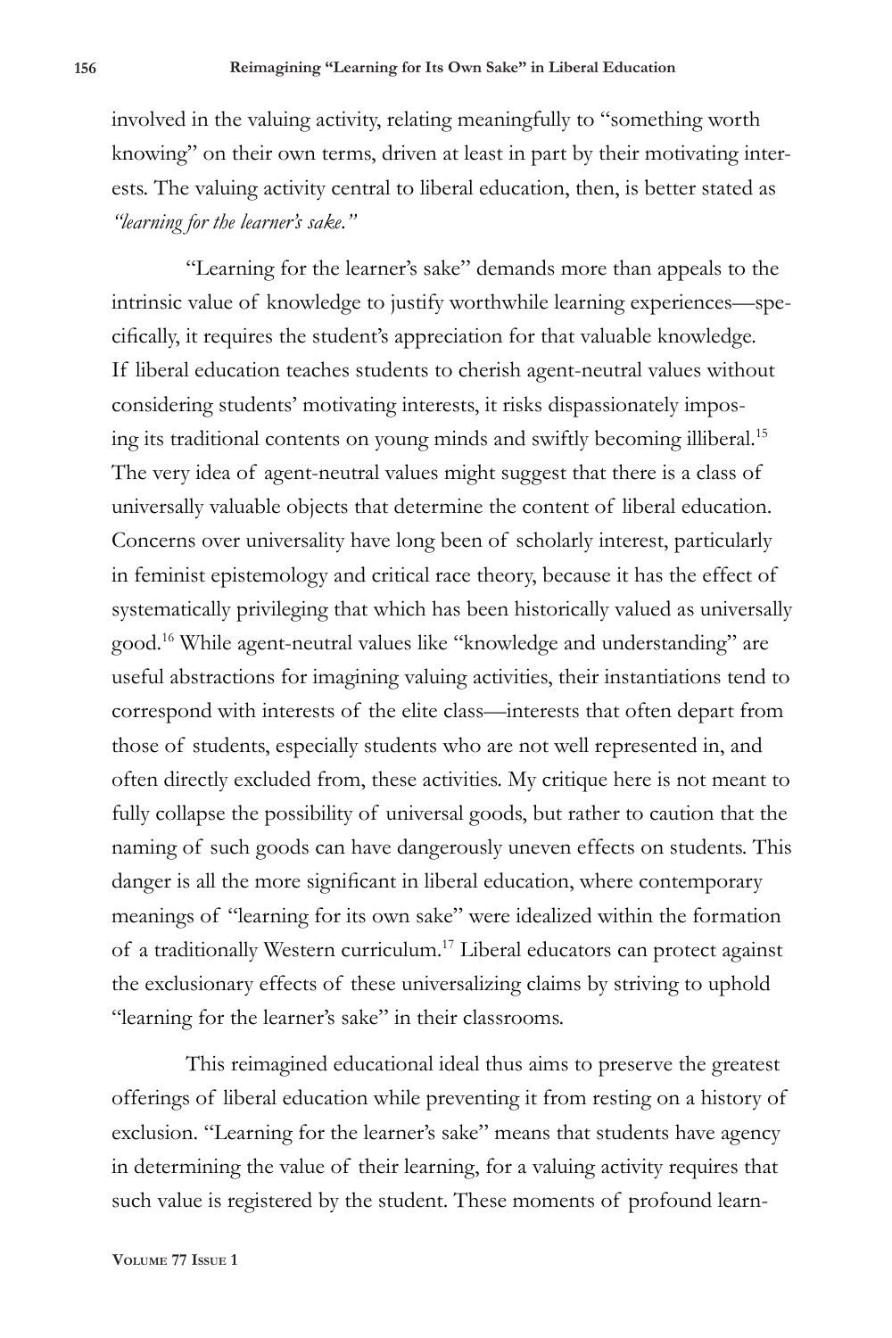involved in the valuing activity, relating meaningfully to "something worth knowing" on their own terms, driven at least in part by their motivating interests. The valuing activity central to liberal education, then, is better stated as *"learning for the learner's sake."*

"Learning for the learner's sake" demands more than appeals to the intrinsic value of knowledge to justify worthwhile learning experiences—specifically, it requires the student's appreciation for that valuable knowledge. If liberal education teaches students to cherish agent-neutral values without considering students' motivating interests, it risks dispassionately imposing its traditional contents on young minds and swiftly becoming illiberal.[15] The very idea of agent-neutral values might suggest that there is a class of universally valuable objects that determine the content of liberal education. Concerns over universality have long been of scholarly interest, particularly in feminist epistemology and critical race theory, because it has the effect of systematically privileging that which has been historically valued as universally good.[16] While agent-neutral values like "knowledge and understanding" are useful abstractions for imagining valuing activities, their instantiations tend to correspond with interests of the elite class—interests that often depart from those of students, especially students who are not well represented in, and often directly excluded from, these activities. My critique here is not meant to fully collapse the possibility of universal goods, but rather to caution that the naming of such goods can have dangerously uneven effects on students. This danger is all the more significant in liberal education, where contemporary meanings of "learning for its own sake" were idealized within the formation of a traditionally Western curriculum.[17] Liberal educators can protect against the exclusionary effects of these universalizing claims by striving to uphold "learning for the learner's sake" in their classrooms.

This reimagined educational ideal thus aims to preserve the greatest offerings of liberal education while preventing it from resting on a history of exclusion. "Learning for the learner's sake" means that students have agency in determining the value of their learning, for a valuing activity requires that such value is registered by the student. These moments of profound learn-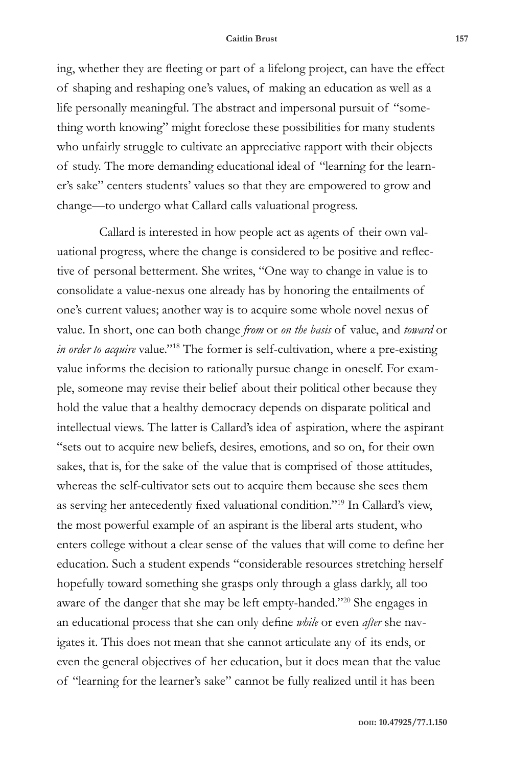ing, whether they are fleeting or part of a lifelong project, can have the effect of shaping and reshaping one's values, of making an education as well as a life personally meaningful. The abstract and impersonal pursuit of "something worth knowing" might foreclose these possibilities for many students who unfairly struggle to cultivate an appreciative rapport with their objects of study. The more demanding educational ideal of "learning for the learner's sake" centers students' values so that they are empowered to grow and change—to undergo what Callard calls valuational progress.

Callard is interested in how people act as agents of their own valuational progress, where the change is considered to be positive and reflective of personal betterment. She writes, "One way to change in value is to consolidate a value-nexus one already has by honoring the entailments of one's current values; another way is to acquire some whole novel nexus of value. In short, one can both change *from* or *on the basis* of value, and *toward* or *in order to acquire* value."[18] The former is self-cultivation, where a pre-existing value informs the decision to rationally pursue change in oneself. For example, someone may revise their belief about their political other because they hold the value that a healthy democracy depends on disparate political and intellectual views. The latter is Callard's idea of aspiration, where the aspirant "sets out to acquire new beliefs, desires, emotions, and so on, for their own sakes, that is, for the sake of the value that is comprised of those attitudes, whereas the self-cultivator sets out to acquire them because she sees them as serving her antecedently fixed valuational condition."[19] In Callard's view, the most powerful example of an aspirant is the liberal arts student, who enters college without a clear sense of the values that will come to define her education. Such a student expends "considerable resources stretching herself hopefully toward something she grasps only through a glass darkly, all too aware of the danger that she may be left empty-handed."[20] She engages in an educational process that she can only define *while* or even *after* she navigates it. This does not mean that she cannot articulate any of its ends, or even the general objectives of her education, but it does mean that the value of "learning for the learner's sake" cannot be fully realized until it has been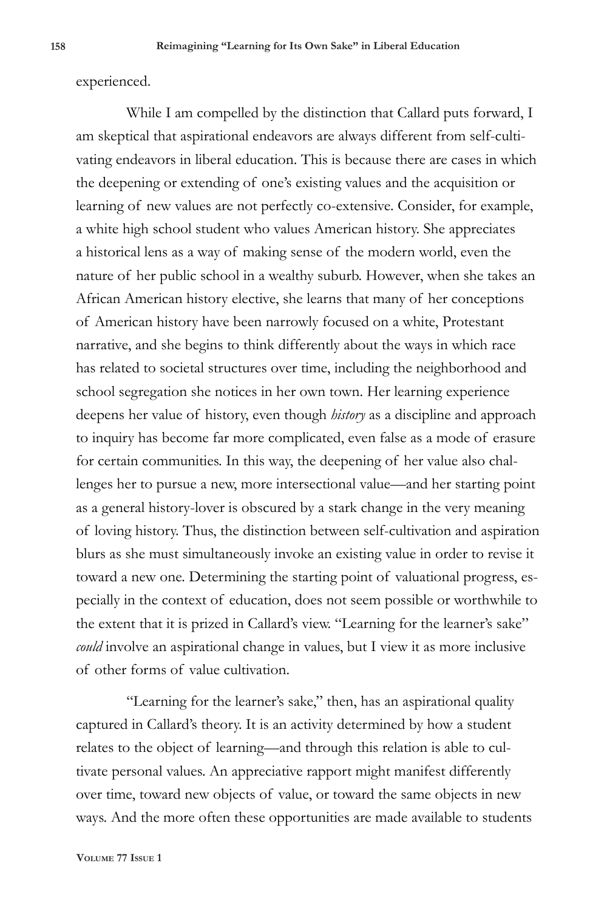experienced.

While I am compelled by the distinction that Callard puts forward, I am skeptical that aspirational endeavors are always different from self-cultivating endeavors in liberal education. This is because there are cases in which the deepening or extending of one's existing values and the acquisition or learning of new values are not perfectly co-extensive. Consider, for example, a white high school student who values American history. She appreciates a historical lens as a way of making sense of the modern world, even the nature of her public school in a wealthy suburb. However, when she takes an African American history elective, she learns that many of her conceptions of American history have been narrowly focused on a white, Protestant narrative, and she begins to think differently about the ways in which race has related to societal structures over time, including the neighborhood and school segregation she notices in her own town. Her learning experience deepens her value of history, even though *history* as a discipline and approach to inquiry has become far more complicated, even false as a mode of erasure for certain communities. In this way, the deepening of her value also challenges her to pursue a new, more intersectional value—and her starting point as a general history-lover is obscured by a stark change in the very meaning of loving history. Thus, the distinction between self-cultivation and aspiration blurs as she must simultaneously invoke an existing value in order to revise it toward a new one. Determining the starting point of valuational progress, especially in the context of education, does not seem possible or worthwhile to the extent that it is prized in Callard's view. "Learning for the learner's sake" *could* involve an aspirational change in values, but I view it as more inclusive of other forms of value cultivation.

"Learning for the learner's sake," then, has an aspirational quality captured in Callard's theory. It is an activity determined by how a student relates to the object of learning—and through this relation is able to cultivate personal values. An appreciative rapport might manifest differently over time, toward new objects of value, or toward the same objects in new ways. And the more often these opportunities are made available to students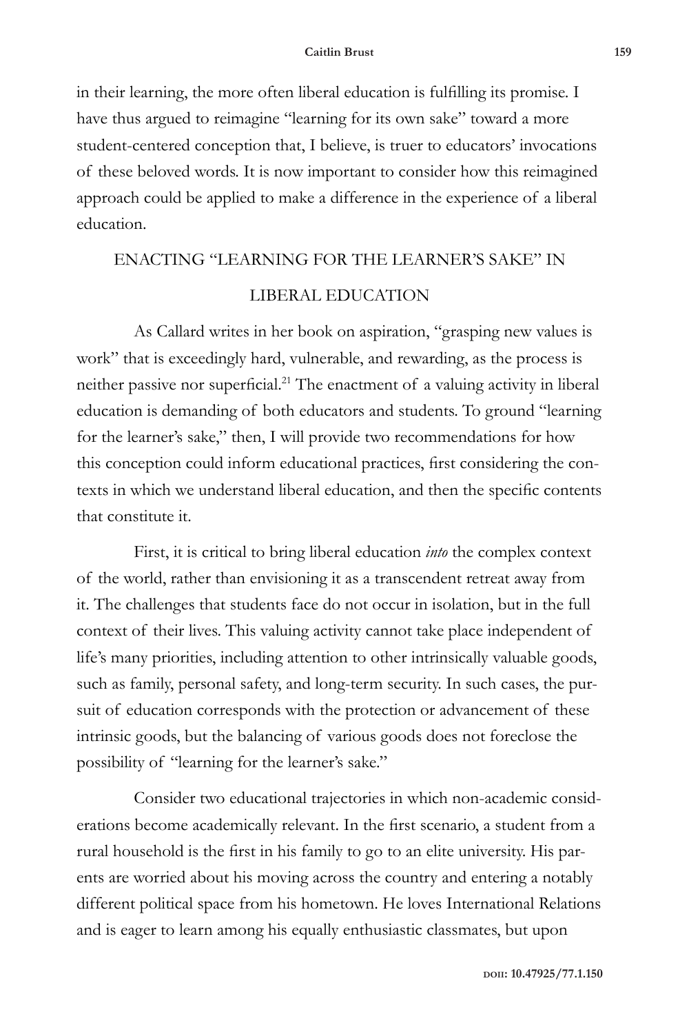in their learning, the more often liberal education is fulfilling its promise. I have thus argued to reimagine "learning for its own sake" toward a more student-centered conception that, I believe, is truer to educators' invocations of these beloved words. It is now important to consider how this reimagined approach could be applied to make a difference in the experience of a liberal education.

## ENACTING "LEARNING FOR THE LEARNER'S SAKE" IN LIBERAL EDUCATION

As Callard writes in her book on aspiration, "grasping new values is work" that is exceedingly hard, vulnerable, and rewarding, as the process is neither passive nor superficial.[21] The enactment of a valuing activity in liberal education is demanding of both educators and students. To ground "learning for the learner's sake," then, I will provide two recommendations for how this conception could inform educational practices, first considering the contexts in which we understand liberal education, and then the specific contents that constitute it.

First, it is critical to bring liberal education *into* the complex context of the world, rather than envisioning it as a transcendent retreat away from it. The challenges that students face do not occur in isolation, but in the full context of their lives. This valuing activity cannot take place independent of life's many priorities, including attention to other intrinsically valuable goods, such as family, personal safety, and long-term security. In such cases, the pursuit of education corresponds with the protection or advancement of these intrinsic goods, but the balancing of various goods does not foreclose the possibility of "learning for the learner's sake."

Consider two educational trajectories in which non-academic considerations become academically relevant. In the first scenario, a student from a rural household is the first in his family to go to an elite university. His parents are worried about his moving across the country and entering a notably different political space from his hometown. He loves International Relations and is eager to learn among his equally enthusiastic classmates, but upon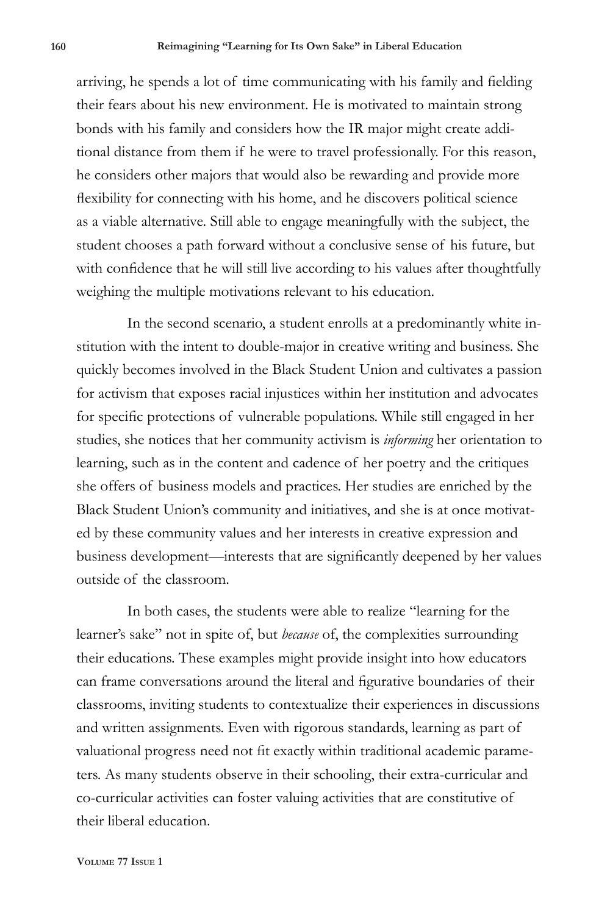arriving, he spends a lot of time communicating with his family and fielding their fears about his new environment. He is motivated to maintain strong bonds with his family and considers how the IR major might create additional distance from them if he were to travel professionally. For this reason, he considers other majors that would also be rewarding and provide more flexibility for connecting with his home, and he discovers political science as a viable alternative. Still able to engage meaningfully with the subject, the student chooses a path forward without a conclusive sense of his future, but with confidence that he will still live according to his values after thoughtfully weighing the multiple motivations relevant to his education.

In the second scenario, a student enrolls at a predominantly white institution with the intent to double-major in creative writing and business. She quickly becomes involved in the Black Student Union and cultivates a passion for activism that exposes racial injustices within her institution and advocates for specific protections of vulnerable populations. While still engaged in her studies, she notices that her community activism is *informing* her orientation to learning, such as in the content and cadence of her poetry and the critiques she offers of business models and practices. Her studies are enriched by the Black Student Union's community and initiatives, and she is at once motivated by these community values and her interests in creative expression and business development—interests that are significantly deepened by her values outside of the classroom.

In both cases, the students were able to realize "learning for the learner's sake" not in spite of, but *because* of, the complexities surrounding their educations. These examples might provide insight into how educators can frame conversations around the literal and figurative boundaries of their classrooms, inviting students to contextualize their experiences in discussions and written assignments. Even with rigorous standards, learning as part of valuational progress need not fit exactly within traditional academic parameters. As many students observe in their schooling, their extra-curricular and co-curricular activities can foster valuing activities that are constitutive of their liberal education.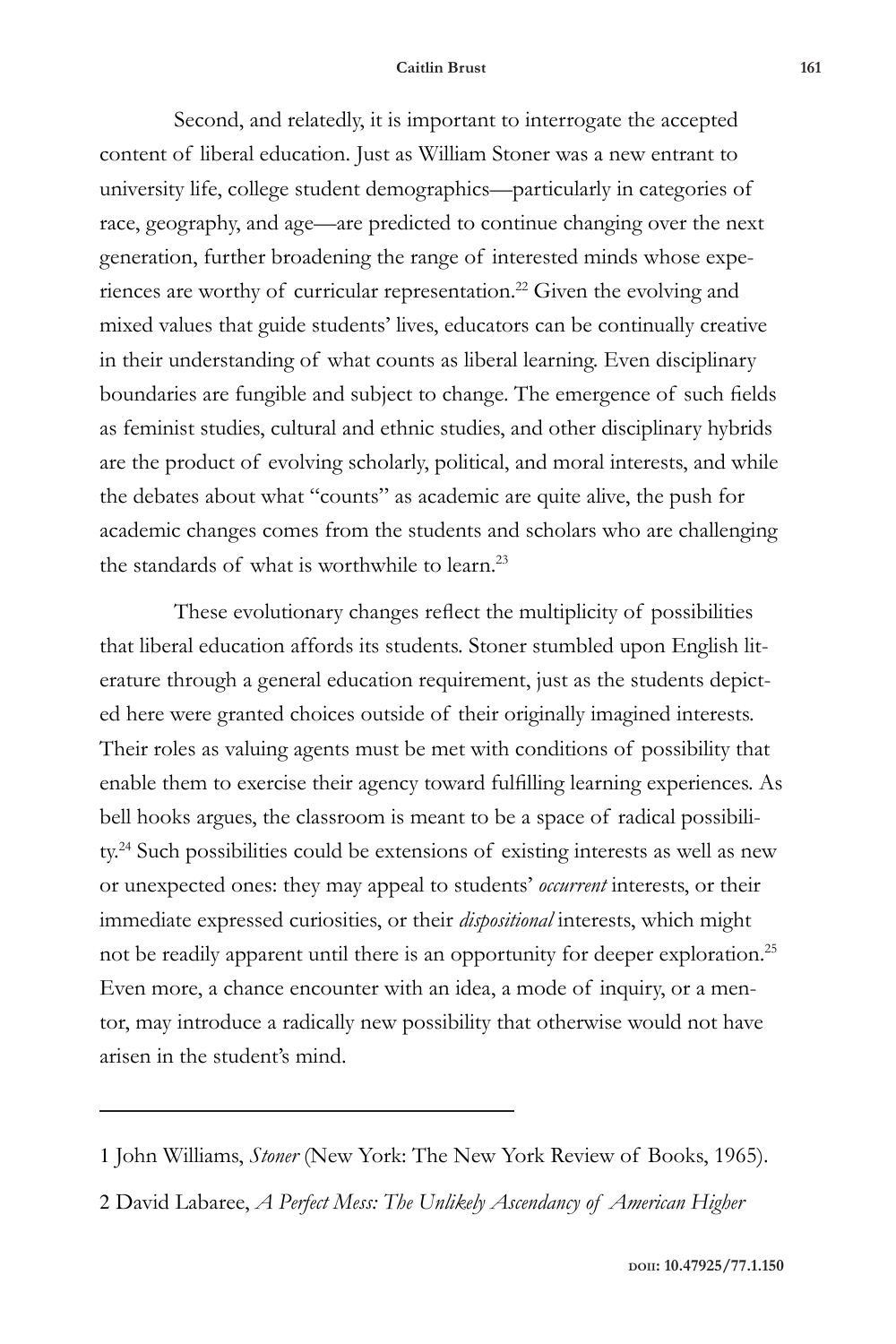Second, and relatedly, it is important to interrogate the accepted content of liberal education. Just as William Stoner was a new entrant to university life, college student demographics—particularly in categories of race, geography, and age—are predicted to continue changing over the next generation, further broadening the range of interested minds whose experiences are worthy of curricular representation.[22] Given the evolving and mixed values that guide students' lives, educators can be continually creative in their understanding of what counts as liberal learning. Even disciplinary boundaries are fungible and subject to change. The emergence of such fields as feminist studies, cultural and ethnic studies, and other disciplinary hybrids are the product of evolving scholarly, political, and moral interests, and while the debates about what "counts" as academic are quite alive, the push for academic changes comes from the students and scholars who are challenging the standards of what is worthwhile to learn.[23]

These evolutionary changes reflect the multiplicity of possibilities that liberal education affords its students. Stoner stumbled upon English literature through a general education requirement, just as the students depicted here were granted choices outside of their originally imagined interests. Their roles as valuing agents must be met with conditions of possibility that enable them to exercise their agency toward fulfilling learning experiences. As bell hooks argues, the classroom is meant to be a space of radical possibility.[24] Such possibilities could be extensions of existing interests as well as new or unexpected ones: they may appeal to students' *occurrent* interests, or their immediate expressed curiosities, or their *dispositional* interests, which might not be readily apparent until there is an opportunity for deeper exploration.[25] Even more, a chance encounter with an idea, a mode of inquiry, or a mentor, may introduce a radically new possibility that otherwise would not have arisen in the student's mind.

---

1 John Williams, *Stoner* (New York: The New York Review of Books, 1965).

2 David Labaree, *A Perfect Mess: The Unlikely Ascendancy of American Higher*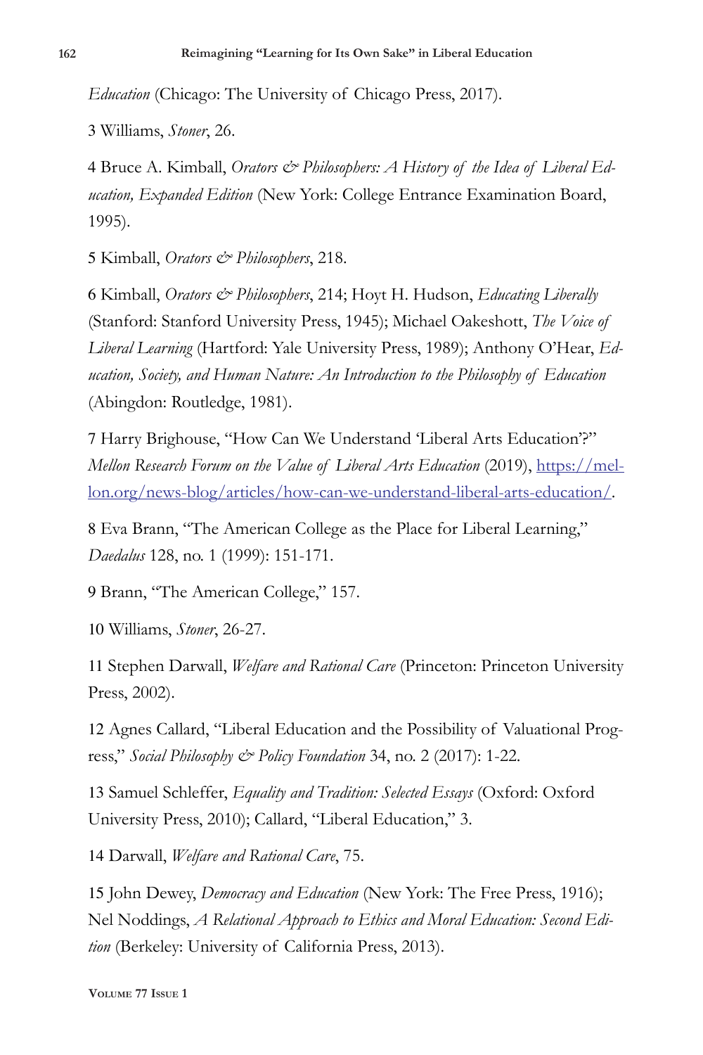*Education* (Chicago: The University of Chicago Press, 2017).

3 Williams, *Stoner*, 26.

4 Bruce A. Kimball, *Orators & Philosophers: A History of the Idea of Liberal Education, Expanded Edition* (New York: College Entrance Examination Board, 1995).

5 Kimball, *Orators & Philosophers*, 218.

6 Kimball, *Orators & Philosophers*, 214; Hoyt H. Hudson, *Educating Liberally* (Stanford: Stanford University Press, 1945); Michael Oakeshott, *The Voice of Liberal Learning* (Hartford: Yale University Press, 1989); Anthony O'Hear, *Education, Society, and Human Nature: An Introduction to the Philosophy of Education* (Abingdon: Routledge, 1981).

7 Harry Brighouse, "How Can We Understand 'Liberal Arts Education'?" *Mellon Research Forum on the Value of Liberal Arts Education* (2019), [https://mellon.org/news-blog/articles/how-can-we-understand-liberal-arts-education/](https://mellon.org/news-blog/articles/how-can-we-understand-liberal-arts-education/).

8 Eva Brann, "The American College as the Place for Liberal Learning," *Daedalus* 128, no. 1 (1999): 151-171.

9 Brann, "The American College," 157.

10 Williams, *Stoner*, 26-27.

11 Stephen Darwall, *Welfare and Rational Care* (Princeton: Princeton University Press, 2002).

12 Agnes Callard, "Liberal Education and the Possibility of Valuational Progress," *Social Philosophy & Policy Foundation* 34, no. 2 (2017): 1-22.

13 Samuel Schleffer, *Equality and Tradition: Selected Essays* (Oxford: Oxford University Press, 2010); Callard, "Liberal Education," 3.

14 Darwall, *Welfare and Rational Care*, 75.

15 John Dewey, *Democracy and Education* (New York: The Free Press, 1916); Nel Noddings, *A Relational Approach to Ethics and Moral Education: Second Edition* (Berkeley: University of California Press, 2013).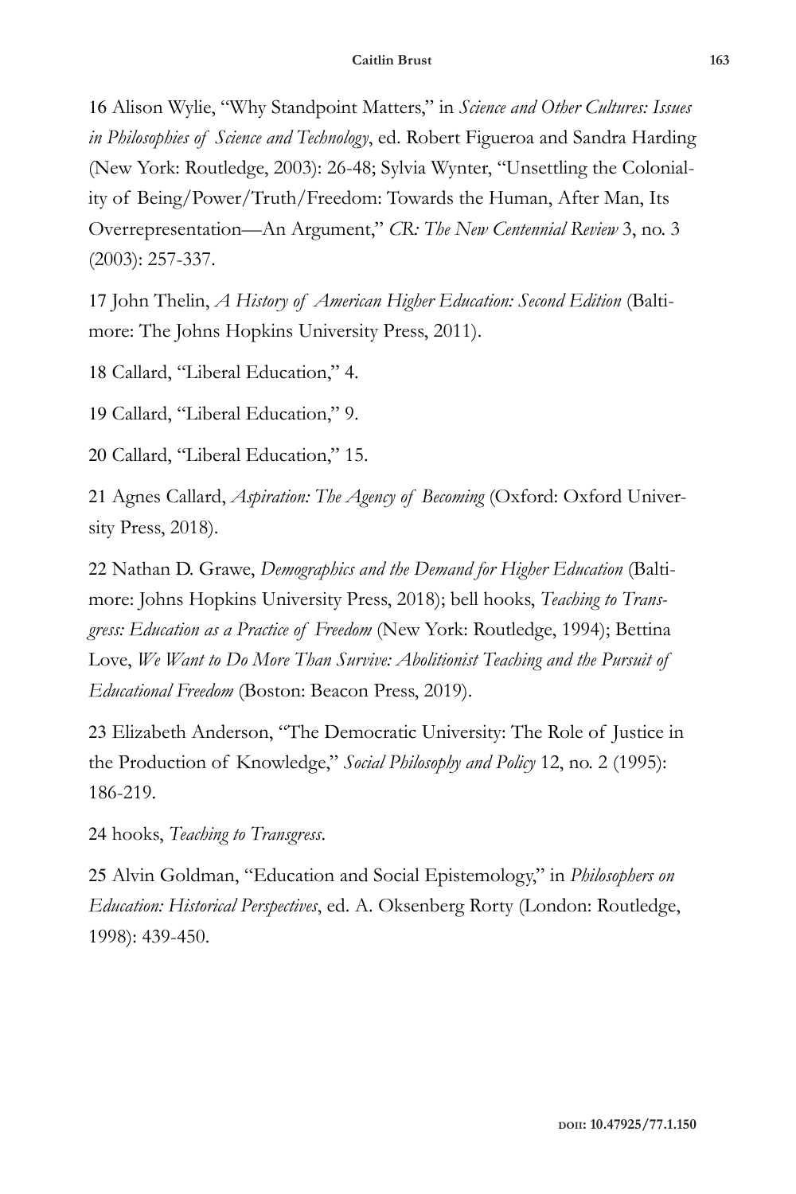16 Alison Wylie, "Why Standpoint Matters," in *Science and Other Cultures: Issues in Philosophies of Science and Technology*, ed. Robert Figueroa and Sandra Harding (New York: Routledge, 2003): 26-48; Sylvia Wynter, "Unsettling the Coloniality of Being/Power/Truth/Freedom: Towards the Human, After Man, Its Overrepresentation—An Argument," *CR: The New Centennial Review* 3, no. 3 (2003): 257-337.

17 John Thelin, *A History of American Higher Education: Second Edition* (Baltimore: The Johns Hopkins University Press, 2011).

18 Callard, "Liberal Education," 4.

19 Callard, "Liberal Education," 9.

20 Callard, "Liberal Education," 15.

21 Agnes Callard, *Aspiration: The Agency of Becoming* (Oxford: Oxford University Press, 2018).

22 Nathan D. Grawe, *Demographics and the Demand for Higher Education* (Baltimore: Johns Hopkins University Press, 2018); bell hooks, *Teaching to Transgress: Education as a Practice of Freedom* (New York: Routledge, 1994); Bettina Love, *We Want to Do More Than Survive: Abolitionist Teaching and the Pursuit of Educational Freedom* (Boston: Beacon Press, 2019).

23 Elizabeth Anderson, "The Democratic University: The Role of Justice in the Production of Knowledge," *Social Philosophy and Policy* 12, no. 2 (1995): 186-219.

24 hooks, *Teaching to Transgress*.

25 Alvin Goldman, "Education and Social Epistemology," in *Philosophers on Education: Historical Perspectives*, ed. A. Oksenberg Rorty (London: Routledge, 1998): 439-450.